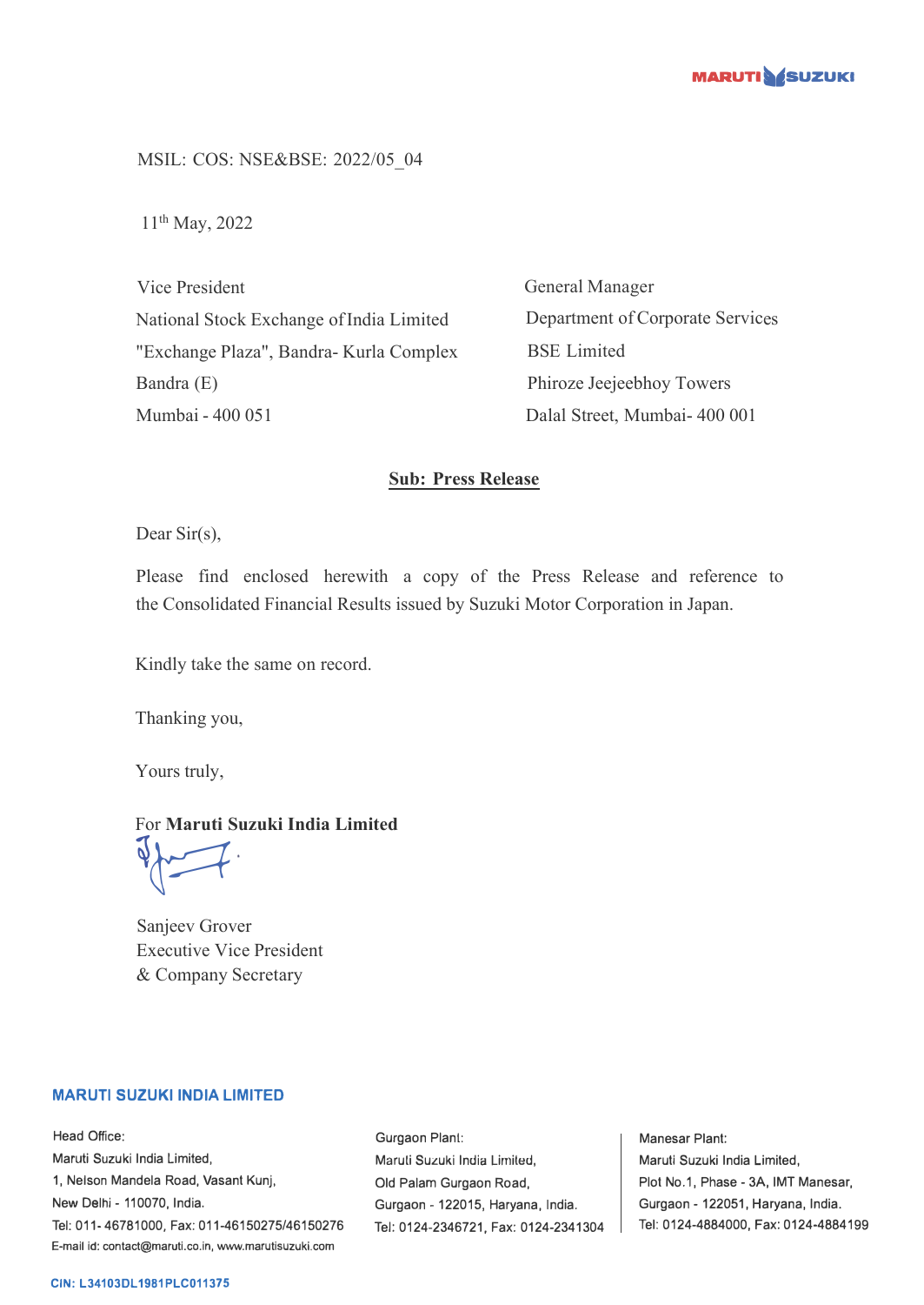MSIL: COS: NSE&BSE: 2022/05_04

11th May, 2022

| | |
|---|---|
| Vice President | General Manager |
| National Stock Exchange of India Limited | Department of Corporate Services |
| "Exchange Plaza", Bandra- Kurla Complex | BSE Limited |
| Bandra (E) | Phiroze Jeejeebhoy Towers |
| Mumbai - 400 051 | Dalal Street, Mumbai- 400 001 |

**Sub: Press Release**

Dear Sir(s),

Please find enclosed herewith a copy of the Press Release and reference to the Consolidated Financial Results issued by Suzuki Motor Corporation in Japan.

Kindly take the same on record.

Thanking you,

Yours truly,

For **Maruti Suzuki India Limited**

Sanjeev Grover
Executive Vice President
& Company Secretary

**MARUTI SUZUKI INDIA LIMITED**

Head Office:
Maruti Suzuki India Limited,
1, Nelson Mandela Road, Vasant Kunj,
New Delhi - 110070, India.
Tel: 011- 46781000, Fax: 011-46150275/46150276
E-mail id: contact@maruti.co.in, www.marutisuzuki.com

Gurgaon Plant:
Maruti Suzuki India Limited,
Old Palam Gurgaon Road,
Gurgaon - 122015, Haryana, India.
Tel: 0124-2346721, Fax: 0124-2341304

Manesar Plant:
Maruti Suzuki India Limited,
Plot No.1, Phase - 3A, IMT Manesar,
Gurgaon - 122051, Haryana, India.
Tel: 0124-4884000, Fax: 0124-4884199

CIN: L34103DL1981PLC011375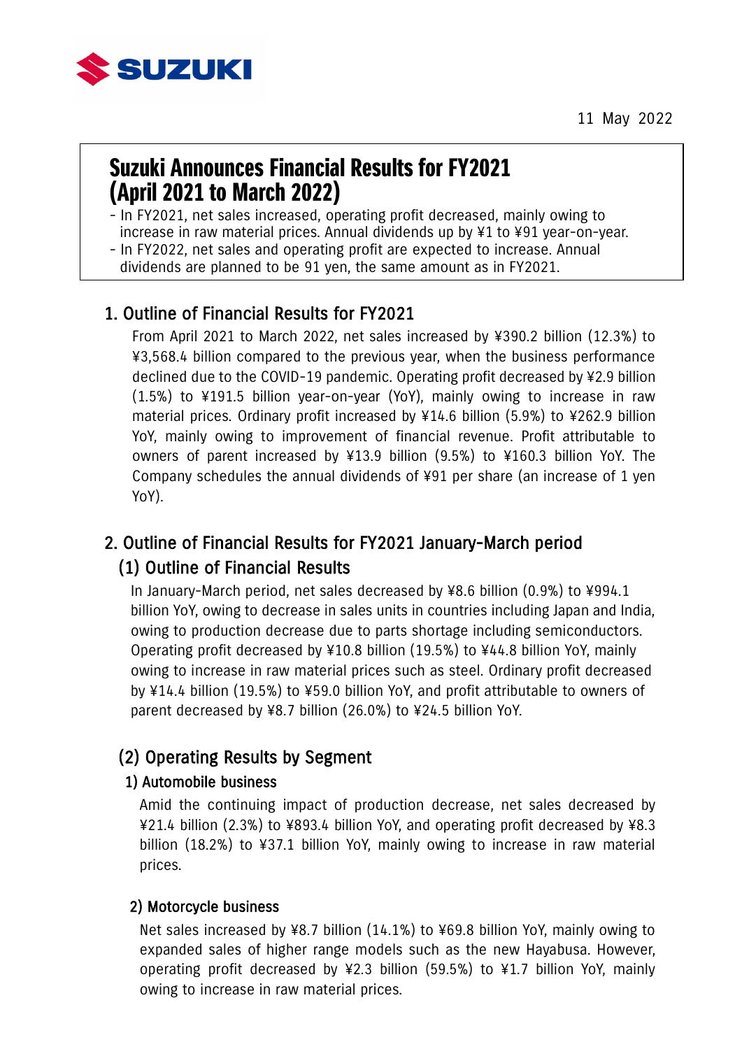SUZUKI

11 May 2022

# Suzuki Announces Financial Results for FY2021 (April 2021 to March 2022)

- In FY2021, net sales increased, operating profit decreased, mainly owing to increase in raw material prices. Annual dividends up by ¥1 to ¥91 year-on-year.
- In FY2022, net sales and operating profit are expected to increase. Annual dividends are planned to be 91 yen, the same amount as in FY2021.

## 1. Outline of Financial Results for FY2021

From April 2021 to March 2022, net sales increased by ¥390.2 billion (12.3%) to ¥3,568.4 billion compared to the previous year, when the business performance declined due to the COVID-19 pandemic. Operating profit decreased by ¥2.9 billion (1.5%) to ¥191.5 billion year-on-year (YoY), mainly owing to increase in raw material prices. Ordinary profit increased by ¥14.6 billion (5.9%) to ¥262.9 billion YoY, mainly owing to improvement of financial revenue. Profit attributable to owners of parent increased by ¥13.9 billion (9.5%) to ¥160.3 billion YoY. The Company schedules the annual dividends of ¥91 per share (an increase of 1 yen YoY).

## 2. Outline of Financial Results for FY2021 January-March period

### (1) Outline of Financial Results

In January-March period, net sales decreased by ¥8.6 billion (0.9%) to ¥994.1 billion YoY, owing to decrease in sales units in countries including Japan and India, owing to production decrease due to parts shortage including semiconductors. Operating profit decreased by ¥10.8 billion (19.5%) to ¥44.8 billion YoY, mainly owing to increase in raw material prices such as steel. Ordinary profit decreased by ¥14.4 billion (19.5%) to ¥59.0 billion YoY, and profit attributable to owners of parent decreased by ¥8.7 billion (26.0%) to ¥24.5 billion YoY.

### (2) Operating Results by Segment

#### 1) Automobile business

Amid the continuing impact of production decrease, net sales decreased by ¥21.4 billion (2.3%) to ¥893.4 billion YoY, and operating profit decreased by ¥8.3 billion (18.2%) to ¥37.1 billion YoY, mainly owing to increase in raw material prices.

#### 2) Motorcycle business

Net sales increased by ¥8.7 billion (14.1%) to ¥69.8 billion YoY, mainly owing to expanded sales of higher range models such as the new Hayabusa. However, operating profit decreased by ¥2.3 billion (59.5%) to ¥1.7 billion YoY, mainly owing to increase in raw material prices.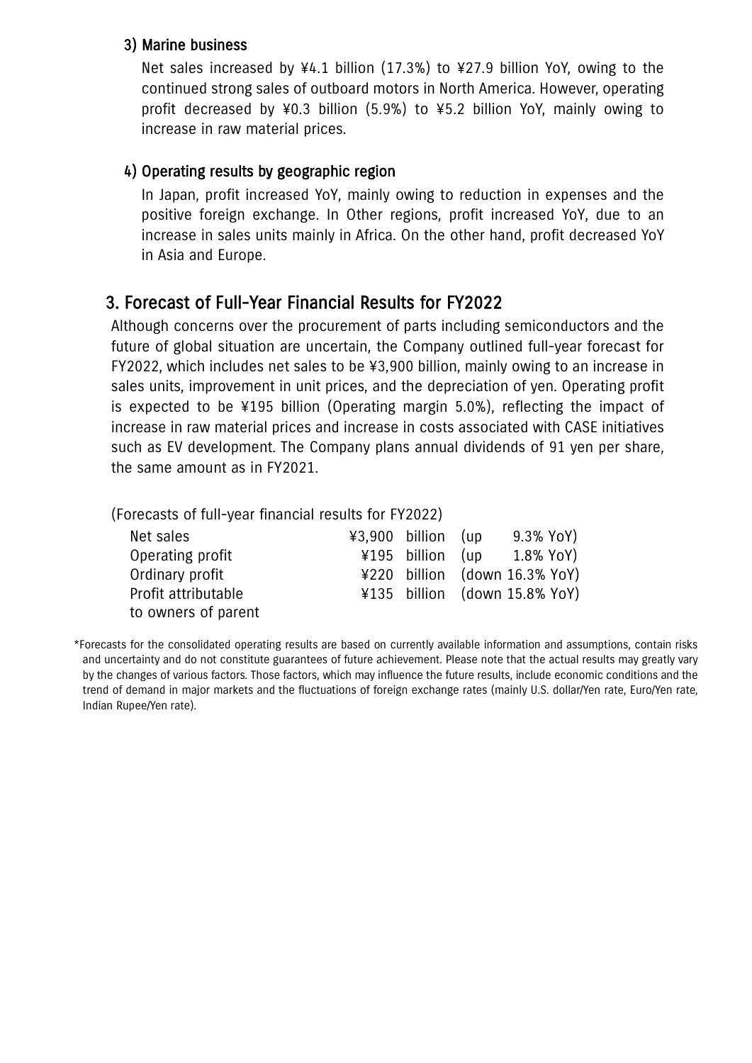### 3) Marine business

Net sales increased by ¥4.1 billion (17.3%) to ¥27.9 billion YoY, owing to the continued strong sales of outboard motors in North America. However, operating profit decreased by ¥0.3 billion (5.9%) to ¥5.2 billion YoY, mainly owing to increase in raw material prices.

### 4) Operating results by geographic region

In Japan, profit increased YoY, mainly owing to reduction in expenses and the positive foreign exchange. In Other regions, profit increased YoY, due to an increase in sales units mainly in Africa. On the other hand, profit decreased YoY in Asia and Europe.

## 3. Forecast of Full-Year Financial Results for FY2022

Although concerns over the procurement of parts including semiconductors and the future of global situation are uncertain, the Company outlined full-year forecast for FY2022, which includes net sales to be ¥3,900 billion, mainly owing to an increase in sales units, improvement in unit prices, and the depreciation of yen. Operating profit is expected to be ¥195 billion (Operating margin 5.0%), reflecting the impact of increase in raw material prices and increase in costs associated with CASE initiatives such as EV development. The Company plans annual dividends of 91 yen per share, the same amount as in FY2021.

(Forecasts of full-year financial results for FY2022)

| | | |
|---|---|---|
| Net sales | ¥3,900 billion | (up 9.3% YoY) |
| Operating profit | ¥195 billion | (up 1.8% YoY) |
| Ordinary profit | ¥220 billion | (down 16.3% YoY) |
| Profit attributable to owners of parent | ¥135 billion | (down 15.8% YoY) |

*Forecasts for the consolidated operating results are based on currently available information and assumptions, contain risks and uncertainty and do not constitute guarantees of future achievement. Please note that the actual results may greatly vary by the changes of various factors. Those factors, which may influence the future results, include economic conditions and the trend of demand in major markets and the fluctuations of foreign exchange rates (mainly U.S. dollar/Yen rate, Euro/Yen rate, Indian Rupee/Yen rate).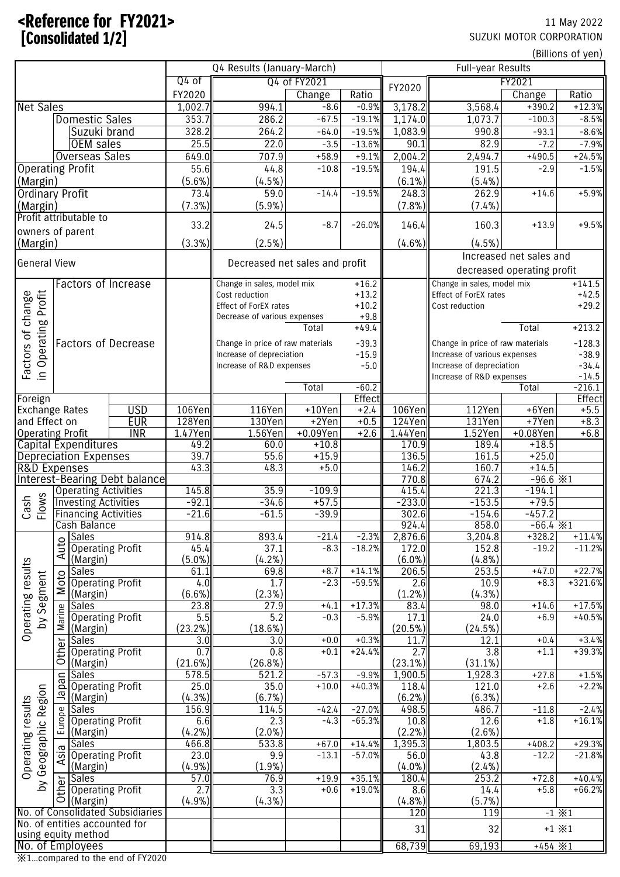# <Reference for FY2021> [Consolidated 1/2]

11 May 2022
SUZUKI MOTOR CORPORATION

(Billions of yen)

| | | | Q4 Results (January-March) | | | | Full-year Results | | | |
|---|---|---|---|---|---|---|---|---|---|---|
| | | | Q4 of FY2020 | Q4 of FY2021 | Change | Ratio | FY2020 | FY2021 | Change | Ratio |
| Net Sales | | | 1,002.7 | 994.1 | -8.6 | -0.9% | 3,178.2 | 3,568.4 | +390.2 | +12.3% |
| | Domestic Sales | | 353.7 | 286.2 | -67.5 | -19.1% | 1,174.0 | 1,073.7 | -100.3 | -8.5% |
| | | Suzuki brand | 328.2 | 264.2 | -64.0 | -19.5% | 1,083.9 | 990.8 | -93.1 | -8.6% |
| | | OEM sales | 25.5 | 22.0 | -3.5 | -13.6% | 90.1 | 82.9 | -7.2 | -7.9% |
| | Overseas Sales | | 649.0 | 707.9 | +58.9 | +9.1% | 2,004.2 | 2,494.7 | +490.5 | +24.5% |
| Operating Profit | | | 55.6 | 44.8 | -10.8 | -19.5% | 194.4 | 191.5 | -2.9 | -1.5% |
| (Margin) | | | (5.6%) | (4.5%) | | | (6.1%) | (5.4%) | | |
| Ordinary Profit | | | 73.4 | 59.0 | -14.4 | -19.5% | 248.3 | 262.9 | +14.6 | +5.9% |
| (Margin) | | | (7.3%) | (5.9%) | | | (7.8%) | (7.4%) | | |
| Profit attributable to owners of parent | | | 33.2 | 24.5 | -8.7 | -26.0% | 146.4 | 160.3 | +13.9 | +9.5% |
| (Margin) | | | (3.3%) | (2.5%) | | | (4.6%) | (4.5%) | | |
| General View | | | | Decreased net sales and profit | | | | Increased net sales and decreased operating profit | | |
| Factors of change in Operating Profit | Factors of Increase | | | Change in sales, model mix | | +16.2 | | Change in sales, model mix | | +141.5 |
| | | | | Cost reduction | | +13.2 | | Effect of ForEX rates | | +42.5 |
| | | | | Effect of ForEX rates | | +10.2 | | Cost reduction | | +29.2 |
| | | | | Decrease of various expenses | | +9.8 | | | | |
| | | | | | Total | +49.4 | | | Total | +213.2 |
| | Factors of Decrease | | | Change in price of raw materials | | -39.3 | | Change in price of raw materials | | -128.3 |
| | | | | Increase of depreciation | | -15.9 | | Increase of various expenses | | -38.9 |
| | | | | Increase of R&D expenses | | -5.0 | | Increase of depreciation | | -34.4 |
| | | | | | | | | Increase of R&D expenses | | -14.5 |
| | | | | | Total | -60.2 | | | Total | -216.1 |
| Foreign Exchange Rates and Effect on Operating Profit | | | | | | Effect | | | | Effect |
| | | USD | 106Yen | 116Yen | +10Yen | +2.4 | 106Yen | 112Yen | +6Yen | +5.5 |
| | | EUR | 128Yen | 130Yen | +2Yen | +0.5 | 124Yen | 131Yen | +7Yen | +8.3 |
| | | INR | 1.47Yen | 1.56Yen | +0.09Yen | +2.6 | 1.44Yen | 1.52Yen | +0.08Yen | +6.8 |
| Capital Expenditures | | | 49.2 | 60.0 | +10.8 | | 170.9 | 189.4 | +18.5 | |
| Depreciation Expenses | | | 39.7 | 55.6 | +15.9 | | 136.5 | 161.5 | +25.0 | |
| R&D Expenses | | | 43.3 | 48.3 | +5.0 | | 146.2 | 160.7 | +14.5 | |
| Interest-Bearing Debt balance | | | | | | | 770.8 | 674.2 | -96.6 ※1 | |
| Cash Flows | Operating Activities | | 145.8 | 35.9 | -109.9 | | 415.4 | 221.3 | -194.1 | |
| | Investing Activities | | -92.1 | -34.6 | +57.5 | | -233.0 | -153.5 | +79.5 | |
| | Financing Activities | | -21.6 | -61.5 | -39.9 | | 302.6 | -154.6 | -457.2 | |
| | Cash Balance | | | | | | 924.4 | 858.0 | -66.4 ※1 | |
| Operating results by Segment | Auto | Sales | 914.8 | 893.4 | -21.4 | -2.3% | 2,876.6 | 3,204.8 | +328.2 | +11.4% |
| | | Operating Profit | 45.4 | 37.1 | -8.3 | -18.2% | 172.0 | 152.8 | -19.2 | -11.2% |
| | | (Margin) | (5.0%) | (4.2%) | | | (6.0%) | (4.8%) | | |
| | Moto | Sales | 61.1 | 69.8 | +8.7 | +14.1% | 206.5 | 253.5 | +47.0 | +22.7% |
| | | Operating Profit | 4.0 | 1.7 | -2.3 | -59.5% | 2.6 | 10.9 | +8.3 | +321.6% |
| | | (Margin) | (6.6%) | (2.3%) | | | (1.2%) | (4.3%) | | |
| | Marine | Sales | 23.8 | 27.9 | +4.1 | +17.3% | 83.4 | 98.0 | +14.6 | +17.5% |
| | | Operating Profit | 5.5 | 5.2 | -0.3 | -5.9% | 17.1 | 24.0 | +6.9 | +40.5% |
| | | (Margin) | (23.2%) | (18.6%) | | | (20.5%) | (24.5%) | | |
| | Other | Sales | 3.0 | 3.0 | +0.0 | +0.3% | 11.7 | 12.1 | +0.4 | +3.4% |
| | | Operating Profit | 0.7 | 0.8 | +0.1 | +24.4% | 2.7 | 3.8 | +1.1 | +39.3% |
| | | (Margin) | (21.6%) | (26.8%) | | | (23.1%) | (31.1%) | | |
| Operating results by Geographic Region | Japan | Sales | 578.5 | 521.2 | -57.3 | -9.9% | 1,900.5 | 1,928.3 | +27.8 | +1.5% |
| | | Operating Profit | 25.0 | 35.0 | +10.0 | +40.3% | 118.4 | 121.0 | +2.6 | +2.2% |
| | | (Margin) | (4.3%) | (6.7%) | | | (6.2%) | (6.3%) | | |
| | Europe | Sales | 156.9 | 114.5 | -42.4 | -27.0% | 498.5 | 486.7 | -11.8 | -2.4% |
| | | Operating Profit | 6.6 | 2.3 | -4.3 | -65.3% | 10.8 | 12.6 | +1.8 | +16.1% |
| | | (Margin) | (4.2%) | (2.0%) | | | (2.2%) | (2.6%) | | |
| | Asia | Sales | 466.8 | 533.8 | +67.0 | +14.4% | 1,395.3 | 1,803.5 | +408.2 | +29.3% |
| | | Operating Profit | 23.0 | 9.9 | -13.1 | -57.0% | 56.0 | 43.8 | -12.2 | -21.8% |
| | | (Margin) | (4.9%) | (1.9%) | | | (4.0%) | (2.4%) | | |
| | Other | Sales | 57.0 | 76.9 | +19.9 | +35.1% | 180.4 | 253.2 | +72.8 | +40.4% |
| | | Operating Profit | 2.7 | 3.3 | +0.6 | +19.0% | 8.6 | 14.4 | +5.8 | +66.2% |
| | | (Margin) | (4.9%) | (4.3%) | | | (4.8%) | (5.7%) | | |
| No. of Consolidated Subsidiaries | | | | | | | 120 | 119 | -1 ※1 | |
| No. of entities accounted for using equity method | | | | | | | 31 | 32 | +1 ※1 | |
| No. of Employees | | | | | | | 68,739 | 69,193 | +454 ※1 | |

※1…compared to the end of FY2020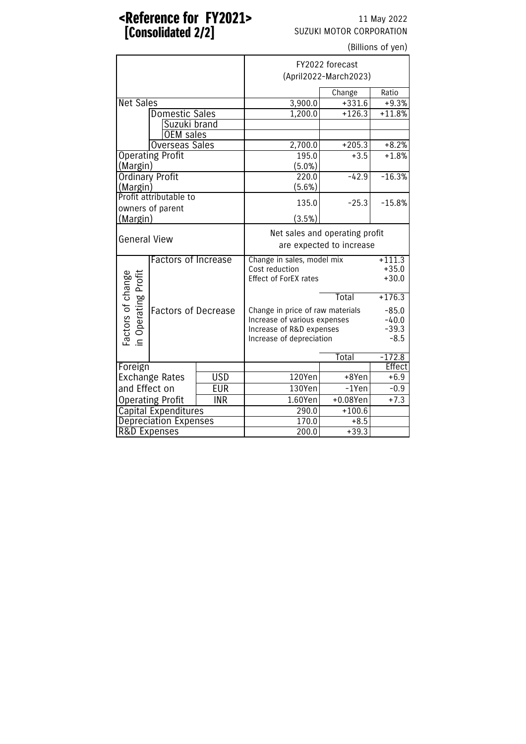# <Reference for FY2021> [Consolidated 2/2]

11 May 2022
SUZUKI MOTOR CORPORATION

(Billions of yen)

| | | | FY2022 forecast (April2022-March2023) | | |
|---|---|---|---|---|---|
| | | | | Change | Ratio |
| Net Sales | | | 3,900.0 | +331.6 | +9.3% |
| | Domestic Sales | | 1,200.0 | +126.3 | +11.8% |
| | | Suzuki brand | | | |
| | | OEM sales | | | |
| | Overseas Sales | | 2,700.0 | +205.3 | +8.2% |
| Operating Profit (Margin) | | | 195.0 (5.0%) | +3.5 | +1.8% |
| Ordinary Profit (Margin) | | | 220.0 (5.6%) | -42.9 | -16.3% |
| Profit attributable to owners of parent (Margin) | | | 135.0 (3.5%) | -25.3 | -15.8% |
| General View | | | Net sales and operating profit are expected to increase | | |
| Factors of change in Operating Profit | Factors of Increase | | Change in sales, model mix | | +111.3 |
| | | | Cost reduction | | +35.0 |
| | | | Effect of ForEX rates | | +30.0 |
| | | | | Total | +176.3 |
| | Factors of Decrease | | Change in price of raw materials | | -85.0 |
| | | | Increase of various expenses | | -40.0 |
| | | | Increase of R&D expenses | | -39.3 |
| | | | Increase of depreciation | | -8.5 |
| | | | | Total | -172.8 |
| Foreign Exchange Rates and Effect on Operating Profit | | | | | Effect |
| | | USD | 120Yen | +8Yen | +6.9 |
| | | EUR | 130Yen | -1Yen | -0.9 |
| | | INR | 1.60Yen | +0.08Yen | +7.3 |
| Capital Expenditures | | | 290.0 | +100.6 | |
| Depreciation Expenses | | | 170.0 | +8.5 | |
| R&D Expenses | | | 200.0 | +39.3 | |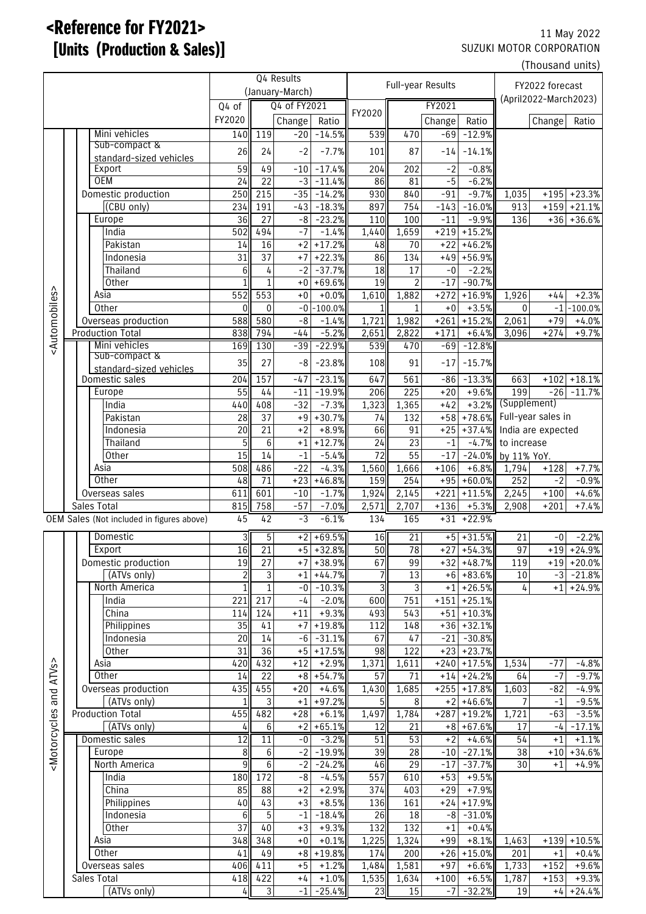# <Reference for FY2021>
# [Units (Production & Sales)]

11 May 2022
SUZUKI MOTOR CORPORATION

(Thousand units)

| | | Q4 Results (January-March) | | | | Full-year Results | | | | FY2022 forecast (April2022-March2023) | | |
|---|---|---|---|---|---|---|---|---|---|---|---|---|
| | | Q4 of FY2020 | Q4 of FY2021 | | | FY2020 | FY2021 | | | | | |
| | | | | Change | Ratio | | | Change | Ratio | | Change | Ratio |
| <Automobiles> | Mini vehicles | 140 | 119 | -20 | -14.5% | 539 | 470 | -69 | -12.9% | | | |
| | Sub-compact & standard-sized vehicles | 26 | 24 | -2 | -7.7% | 101 | 87 | -14 | -14.1% | | | |
| | Export | 59 | 49 | -10 | -17.4% | 204 | 202 | -2 | -0.8% | | | |
| | OEM | 24 | 22 | -3 | -11.4% | 86 | 81 | -5 | -6.2% | | | |
| | Domestic production | 250 | 215 | -35 | -14.2% | 930 | 840 | -91 | -9.7% | 1,035 | +195 | +23.3% |
| | (CBU only) | 234 | 191 | -43 | -18.3% | 897 | 754 | -143 | -16.0% | 913 | +159 | +21.1% |
| | Europe | 36 | 27 | -8 | -23.2% | 110 | 100 | -11 | -9.9% | 136 | +36 | +36.6% |
| | India | 502 | 494 | -7 | -1.4% | 1,440 | 1,659 | +219 | +15.2% | | | |
| | Pakistan | 14 | 16 | +2 | +17.2% | 48 | 70 | +22 | +46.2% | | | |
| | Indonesia | 31 | 37 | +7 | +22.3% | 86 | 134 | +49 | +56.9% | | | |
| | Thailand | 6 | 4 | -2 | -37.7% | 18 | 17 | -0 | -2.2% | | | |
| | Other | 1 | 1 | +0 | +69.6% | 19 | 2 | -17 | -90.7% | | | |
| | Asia | 552 | 553 | +0 | +0.0% | 1,610 | 1,882 | +272 | +16.9% | 1,926 | +44 | +2.3% |
| | Other | 0 | 0 | -0 | -100.0% | 1 | 1 | +0 | +3.5% | 0 | -1 | -100.0% |
| | Overseas production | 588 | 580 | -8 | -1.4% | 1,721 | 1,982 | +261 | +15.2% | 2,061 | +79 | +4.0% |
| | Production Total | 838 | 794 | -44 | -5.2% | 2,651 | 2,822 | +171 | +6.4% | 3,096 | +274 | +9.7% |
| | Mini vehicles | 169 | 130 | -39 | -22.9% | 539 | 470 | -69 | -12.8% | | | |
| | Sub-compact & standard-sized vehicles | 35 | 27 | -8 | -23.8% | 108 | 91 | -17 | -15.7% | | | |
| | Domestic sales | 204 | 157 | -47 | -23.1% | 647 | 561 | -86 | -13.3% | 663 | +102 | +18.1% |
| | Europe | 55 | 44 | -11 | -19.9% | 206 | 225 | +20 | +9.6% | 199 | -26 | -11.7% |
| | India | 440 | 408 | -32 | -7.3% | 1,323 | 1,365 | +42 | +3.2% | (Supplement) Full-year sales in India are expected to increase by 11% YoY. | | |
| | Pakistan | 28 | 37 | +9 | +30.7% | 74 | 132 | +58 | +78.6% | | | |
| | Indonesia | 20 | 21 | +2 | +8.9% | 66 | 91 | +25 | +37.4% | | | |
| | Thailand | 5 | 6 | +1 | +12.7% | 24 | 23 | -1 | -4.7% | | | |
| | Other | 15 | 14 | -1 | -5.4% | 72 | 55 | -17 | -24.0% | | | |
| | Asia | 508 | 486 | -22 | -4.3% | 1,560 | 1,666 | +106 | +6.8% | 1,794 | +128 | +7.7% |
| | Other | 48 | 71 | +23 | +46.8% | 159 | 254 | +95 | +60.0% | 252 | -2 | -0.9% |
| | Overseas sales | 611 | 601 | -10 | -1.7% | 1,924 | 2,145 | +221 | +11.5% | 2,245 | +100 | +4.6% |
| | Sales Total | 815 | 758 | -57 | -7.0% | 2,571 | 2,707 | +136 | +5.3% | 2,908 | +201 | +7.4% |
| | OEM Sales (Not included in figures above) | 45 | 42 | -3 | -6.1% | 134 | 165 | +31 | +22.9% | | | |
| <Motorcycles and ATVs> | Domestic | 3 | 5 | +2 | +69.5% | 16 | 21 | +5 | +31.5% | 21 | -0 | -2.2% |
| | Export | 16 | 21 | +5 | +32.8% | 50 | 78 | +27 | +54.3% | 97 | +19 | +24.9% |
| | Domestic production | 19 | 27 | +7 | +38.9% | 67 | 99 | +32 | +48.7% | 119 | +19 | +20.0% |
| | (ATVs only) | 2 | 3 | +1 | +44.7% | 7 | 13 | +6 | +83.6% | 10 | -3 | -21.8% |
| | North America | 1 | 1 | -0 | -10.3% | 3 | 3 | +1 | +26.5% | 4 | +1 | +24.9% |
| | India | 221 | 217 | -4 | -2.0% | 600 | 751 | +151 | +25.1% | | | |
| | China | 114 | 124 | +11 | +9.3% | 493 | 543 | +51 | +10.3% | | | |
| | Philippines | 35 | 41 | +7 | +19.8% | 112 | 148 | +36 | +32.1% | | | |
| | Indonesia | 20 | 14 | -6 | -31.1% | 67 | 47 | -21 | -30.8% | | | |
| | Other | 31 | 36 | +5 | +17.5% | 98 | 122 | +23 | +23.7% | | | |
| | Asia | 420 | 432 | +12 | +2.9% | 1,371 | 1,611 | +240 | +17.5% | 1,534 | -77 | -4.8% |
| | Other | 14 | 22 | +8 | +54.7% | 57 | 71 | +14 | +24.2% | 64 | -7 | -9.7% |
| | Overseas production | 435 | 455 | +20 | +4.6% | 1,430 | 1,685 | +255 | +17.8% | 1,603 | -82 | -4.9% |
| | (ATVs only) | 1 | 3 | +1 | +97.2% | 5 | 8 | +2 | +46.6% | 7 | -1 | -9.5% |
| | Production Total | 455 | 482 | +28 | +6.1% | 1,497 | 1,784 | +287 | +19.2% | 1,721 | -63 | -3.5% |
| | (ATVs only) | 4 | 6 | +2 | +65.1% | 12 | 21 | +8 | +67.6% | 17 | -4 | -17.1% |
| | Domestic sales | 12 | 11 | -0 | -3.2% | 51 | 53 | +2 | +4.6% | 54 | +1 | +1.1% |
| | Europe | 8 | 6 | -2 | -19.9% | 39 | 28 | -10 | -27.1% | 38 | +10 | +34.6% |
| | North America | 9 | 6 | -2 | -24.2% | 46 | 29 | -17 | -37.7% | 30 | +1 | +4.9% |
| | India | 180 | 172 | -8 | -4.5% | 557 | 610 | +53 | +9.5% | | | |
| | China | 85 | 88 | +2 | +2.9% | 374 | 403 | +29 | +7.9% | | | |
| | Philippines | 40 | 43 | +3 | +8.5% | 136 | 161 | +24 | +17.9% | | | |
| | Indonesia | 6 | 5 | -1 | -18.4% | 26 | 18 | -8 | -31.0% | | | |
| | Other | 37 | 40 | +3 | +9.3% | 132 | 132 | +1 | +0.4% | | | |
| | Asia | 348 | 348 | +0 | +0.1% | 1,225 | 1,324 | +99 | +8.1% | 1,463 | +139 | +10.5% |
| | Other | 41 | 49 | +8 | +19.8% | 174 | 200 | +26 | +15.0% | 201 | +1 | +0.4% |
| | Overseas sales | 406 | 411 | +5 | +1.2% | 1,484 | 1,581 | +97 | +6.6% | 1,733 | +152 | +9.6% |
| | Sales Total | 418 | 422 | +4 | +1.0% | 1,535 | 1,634 | +100 | +6.5% | 1,787 | +153 | +9.3% |
| | (ATVs only) | 4 | 3 | -1 | -25.4% | 23 | 15 | -7 | -32.2% | 19 | +4 | +24.4% |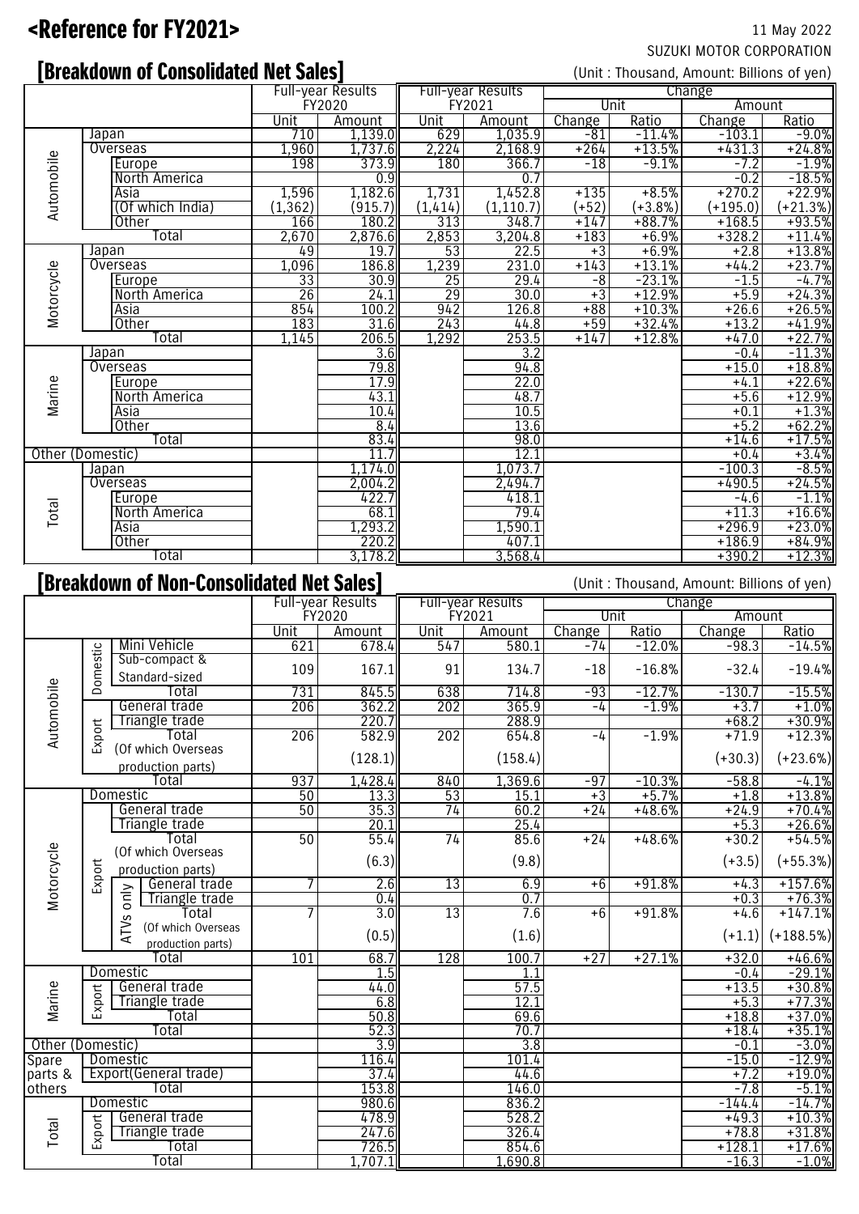// <Reference for FY2021>

11 May 2022

SUZUKI MOTOR CORPORATION

## [Breakdown of Consolidated Net Sales]

(Unit : Thousand, Amount: Billions of yen)

| | | | Full-year Results FY2020 | | Full-year Results FY2021 | | Change | | | |
|---|---|---|---|---|---|---|---|---|---|---|
| | | | | | | | Unit | | Amount | |
| | | | Unit | Amount | Unit | Amount | Change | Ratio | Change | Ratio |
| Automobile | Japan | | 710 | 1,139.0 | 629 | 1,035.9 | -81 | -11.4% | -103.1 | -9.0% |
| | Overseas | | 1,960 | 1,737.6 | 2,224 | 2,168.9 | +264 | +13.5% | +431.3 | +24.8% |
| | | Europe | 198 | 373.9 | 180 | 366.7 | -18 | -9.1% | -7.2 | -1.9% |
| | | North America | | 0.9 | | 0.7 | | | -0.2 | -18.5% |
| | | Asia | 1,596 | 1,182.6 | 1,731 | 1,452.8 | +135 | +8.5% | +270.2 | +22.9% |
| | | (Of which India) | (1,362) | (915.7) | (1,414) | (1,110.7) | (+52) | (+3.8%) | (+195.0) | (+21.3%) |
| | | Other | 166 | 180.2 | 313 | 348.7 | +147 | +88.7% | +168.5 | +93.5% |
| | Total | | 2,670 | 2,876.6 | 2,853 | 3,204.8 | +183 | +6.9% | +328.2 | +11.4% |
| Motorcycle | Japan | | 49 | 19.7 | 53 | 22.5 | +3 | +6.9% | +2.8 | +13.8% |
| | Overseas | | 1,096 | 186.8 | 1,239 | 231.0 | +143 | +13.1% | +44.2 | +23.7% |
| | | Europe | 33 | 30.9 | 25 | 29.4 | -8 | -23.1% | -1.5 | -4.7% |
| | | North America | 26 | 24.1 | 29 | 30.0 | +3 | +12.9% | +5.9 | +24.3% |
| | | Asia | 854 | 100.2 | 942 | 126.8 | +88 | +10.3% | +26.6 | +26.5% |
| | | Other | 183 | 31.6 | 243 | 44.8 | +59 | +32.4% | +13.2 | +41.9% |
| | Total | | 1,145 | 206.5 | 1,292 | 253.5 | +147 | +12.8% | +47.0 | +22.7% |
| Marine | Japan | | | 3.6 | | 3.2 | | | -0.4 | -11.3% |
| | Overseas | | | 79.8 | | 94.8 | | | +15.0 | +18.8% |
| | | Europe | | 17.9 | | 22.0 | | | +4.1 | +22.6% |
| | | North America | | 43.1 | | 48.7 | | | +5.6 | +12.9% |
| | | Asia | | 10.4 | | 10.5 | | | +0.1 | +1.3% |
| | | Other | | 8.4 | | 13.6 | | | +5.2 | +62.2% |
| | Total | | | 83.4 | | 98.0 | | | +14.6 | +17.5% |
| Other (Domestic) | | | | 11.7 | | 12.1 | | | +0.4 | +3.4% |
| Total | Japan | | | 1,174.0 | | 1,073.7 | | | -100.3 | -8.5% |
| | Overseas | | | 2,004.2 | | 2,494.7 | | | +490.5 | +24.5% |
| | | Europe | | 422.7 | | 418.1 | | | -4.6 | -1.1% |
| | | North America | | 68.1 | | 79.4 | | | +11.3 | +16.6% |
| | | Asia | | 1,293.2 | | 1,590.1 | | | +296.9 | +23.0% |
| | | Other | | 220.2 | | 407.1 | | | +186.9 | +84.9% |
| | Total | | | 3,178.2 | | 3,568.4 | | | +390.2 | +12.3% |

## [Breakdown of Non-Consolidated Net Sales]

(Unit : Thousand, Amount: Billions of yen)

| | | | | Full-year Results FY2020 | | Full-year Results FY2021 | | Change | | | |
|---|---|---|---|---|---|---|---|---|---|---|---|
| | | | | | | | | Unit | | Amount | |
| | | | | Unit | Amount | Unit | Amount | Change | Ratio | Change | Ratio |
| Automobile | Domestic | Mini Vehicle | | 621 | 678.4 | 547 | 580.1 | -74 | -12.0% | -98.3 | -14.5% |
| | | Sub-compact & Standard-sized | | 109 | 167.1 | 91 | 134.7 | -18 | -16.8% | -32.4 | -19.4% |
| | | Total | | 731 | 845.5 | 638 | 714.8 | -93 | -12.7% | -130.7 | -15.5% |
| | Export | General trade | | 206 | 362.2 | 202 | 365.9 | -4 | -1.9% | +3.7 | +1.0% |
| | | Triangle trade | | | 220.7 | | 288.9 | | | +68.2 | +30.9% |
| | | Total | | 206 | 582.9 | 202 | 654.8 | -4 | -1.9% | +71.9 | +12.3% |
| | | (Of which Overseas production parts) | | | (128.1) | | (158.4) | | | (+30.3) | (+23.6%) |
| | Total | | | 937 | 1,428.4 | 840 | 1,369.6 | -97 | -10.3% | -58.8 | -4.1% |
| Motorcycle | Domestic | | | 50 | 13.3 | 53 | 15.1 | +3 | +5.7% | +1.8 | +13.8% |
| | Export | General trade | | 50 | 35.3 | 74 | 60.2 | +24 | +48.6% | +24.9 | +70.4% |
| | | Triangle trade | | | 20.1 | | 25.4 | | | +5.3 | +26.6% |
| | | Total | | 50 | 55.4 | 74 | 85.6 | +24 | +48.6% | +30.2 | +54.5% |
| | | (Of which Overseas production parts) | | | (6.3) | | (9.8) | | | (+3.5) | (+55.3%) |
| | | ATVs only | General trade | 7 | 2.6 | 13 | 6.9 | +6 | +91.8% | +4.3 | +157.6% |
| | | | Triangle trade | | 0.4 | | 0.7 | | | +0.3 | +76.3% |
| | | | Total | 7 | 3.0 | 13 | 7.6 | +6 | +91.8% | +4.6 | +147.1% |
| | | | (Of which Overseas production parts) | | (0.5) | | (1.6) | | | (+1.1) | (+188.5%) |
| | Total | | | 101 | 68.7 | 128 | 100.7 | +27 | +27.1% | +32.0 | +46.6% |
| Marine | Domestic | | | | 1.5 | | 1.1 | | | -0.4 | -29.1% |
| | Export | General trade | | | 44.0 | | 57.5 | | | +13.5 | +30.8% |
| | | Triangle trade | | | 6.8 | | 12.1 | | | +5.3 | +77.3% |
| | | Total | | | 50.8 | | 69.6 | | | +18.8 | +37.0% |
| | Total | | | | 52.3 | | 70.7 | | | +18.4 | +35.1% |
| Other (Domestic) | | | | | 3.9 | | 3.8 | | | -0.1 | -3.0% |
| Spare parts & others | Domestic | | | | 116.4 | | 101.4 | | | -15.0 | -12.9% |
| | Export(General trade) | | | | 37.4 | | 44.6 | | | +7.2 | +19.0% |
| | Total | | | | 153.8 | | 146.0 | | | -7.8 | -5.1% |
| Total | Domestic | | | | 980.6 | | 836.2 | | | -144.4 | -14.7% |
| | Export | General trade | | | 478.9 | | 528.2 | | | +49.3 | +10.3% |
| | | Triangle trade | | | 247.6 | | 326.4 | | | +78.8 | +31.8% |
| | | Total | | | 726.5 | | 854.6 | | | +128.1 | +17.6% |
| | Total | | | | 1,707.1 | | 1,690.8 | | | -16.3 | -1.0% |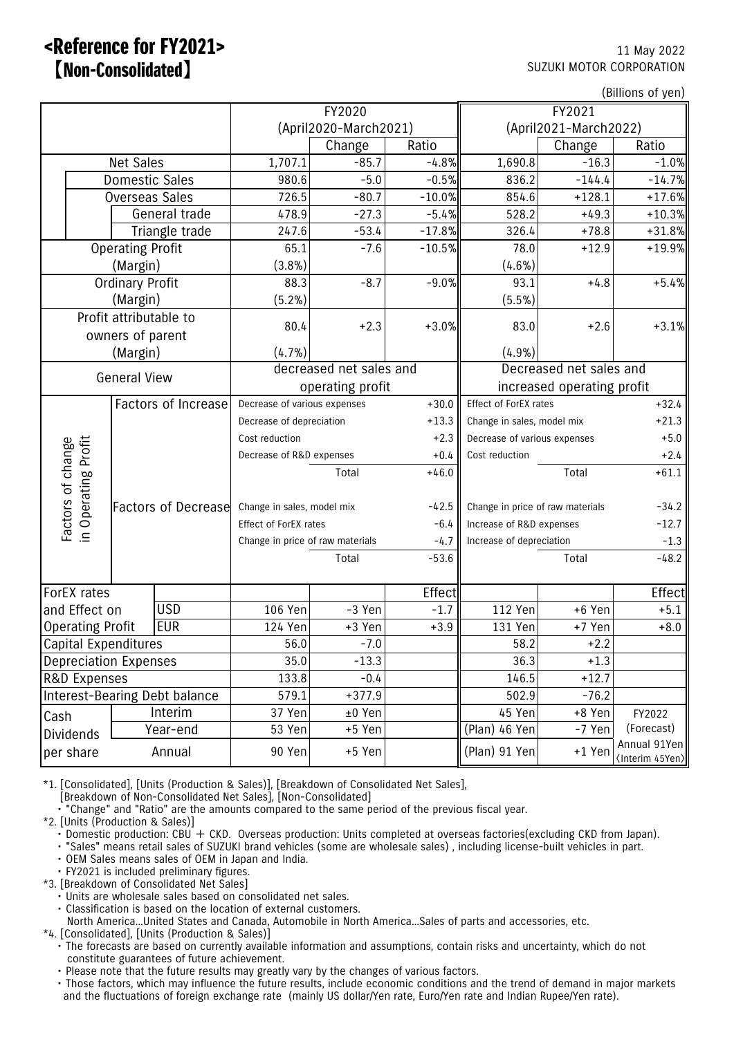# <Reference for FY2021>
# 【Non-Consolidated】

11 May 2022
SUZUKI MOTOR CORPORATION

(Billions of yen)

| | | FY2020 (April2020-March2021) | | | FY2021 (April2021-March2022) | | |
|---|---|---|---|---|---|---|---|
| | | | Change | Ratio | | Change | Ratio |
| Net Sales | | 1,707.1 | -85.7 | -4.8% | 1,690.8 | -16.3 | -1.0% |
| Domestic Sales | | 980.6 | -5.0 | -0.5% | 836.2 | -144.4 | -14.7% |
| Overseas Sales | | 726.5 | -80.7 | -10.0% | 854.6 | +128.1 | +17.6% |
| | General trade | 478.9 | -27.3 | -5.4% | 528.2 | +49.3 | +10.3% |
| | Triangle trade | 247.6 | -53.4 | -17.8% | 326.4 | +78.8 | +31.8% |
| Operating Profit | | 65.1 | -7.6 | -10.5% | 78.0 | +12.9 | +19.9% |
| (Margin) | | (3.8%) | | | (4.6%) | | |
| Ordinary Profit | | 88.3 | -8.7 | -9.0% | 93.1 | +4.8 | +5.4% |
| (Margin) | | (5.2%) | | | (5.5%) | | |
| Profit attributable to owners of parent | | 80.4 | +2.3 | +3.0% | 83.0 | +2.6 | +3.1% |
| (Margin) | | (4.7%) | | | (4.9%) | | |
| General View | | decreased net sales and operating profit | | | Decreased net sales and increased operating profit | | |
| Factors of change in Operating Profit | Factors of Increase | Decrease of various expenses | | +30.0 | Effect of ForEX rates | | +32.4 |
| | | Decrease of depreciation | | +13.3 | Change in sales, model mix | | +21.3 |
| | | Cost reduction | | +2.3 | Decrease of various expenses | | +5.0 |
| | | Decrease of R&D expenses | | +0.4 | Cost reduction | | +2.4 |
| | | | Total | +46.0 | | Total | +61.1 |
| | Factors of Decrease | Change in sales, model mix | | -42.5 | Change in price of raw materials | | -34.2 |
| | | Effect of ForEX rates | | -6.4 | Increase of R&D expenses | | -12.7 |
| | | Change in price of raw materials | | -4.7 | Increase of depreciation | | -1.3 |
| | | | Total | -53.6 | | Total | -48.2 |
| ForEX rates and Effect on Operating Profit | | | | Effect | | | Effect |
| | USD | 106 Yen | -3 Yen | -1.7 | 112 Yen | +6 Yen | +5.1 |
| | EUR | 124 Yen | +3 Yen | +3.9 | 131 Yen | +7 Yen | +8.0 |
| Capital Expenditures | | 56.0 | -7.0 | | 58.2 | +2.2 | |
| Depreciation Expenses | | 35.0 | -13.3 | | 36.3 | +1.3 | |
| R&D Expenses | | 133.8 | -0.4 | | 146.5 | +12.7 | |
| Interest-Bearing Debt balance | | 579.1 | +377.9 | | 502.9 | -76.2 | |
| Cash Dividends per share | Interim | 37 Yen | ±0 Yen | | 45 Yen | +8 Yen | FY2022 (Forecast) |
| | Year-end | 53 Yen | +5 Yen | | (Plan) 46 Yen | -7 Yen | |
| | Annual | 90 Yen | +5 Yen | | (Plan) 91 Yen | +1 Yen | Annual 91Yen 〈Interim 45Yen〉 |

*1. [Consolidated], [Units (Production & Sales)], [Breakdown of Consolidated Net Sales],
[Breakdown of Non-Consolidated Net Sales], [Non-Consolidated]
・"Change" and "Ratio" are the amounts compared to the same period of the previous fiscal year.

*2. [Units (Production & Sales)]
・Domestic production: CBU ＋ CKD. Overseas production: Units completed at overseas factories(excluding CKD from Japan).
・"Sales" means retail sales of SUZUKI brand vehicles (some are wholesale sales) , including license-built vehicles in part.
・OEM Sales means sales of OEM in Japan and India.
・FY2021 is included preliminary figures.

*3. [Breakdown of Consolidated Net Sales]
・Units are wholesale sales based on consolidated net sales.
・Classification is based on the location of external customers.
North America…United States and Canada, Automobile in North America…Sales of parts and accessories, etc.

*4. [Consolidated], [Units (Production & Sales)]
・The forecasts are based on currently available information and assumptions, contain risks and uncertainty, which do not constitute guarantees of future achievement.
・Please note that the future results may greatly vary by the changes of various factors.
・Those factors, which may influence the future results, include economic conditions and the trend of demand in major markets and the fluctuations of foreign exchange rate (mainly US dollar/Yen rate, Euro/Yen rate and Indian Rupee/Yen rate).